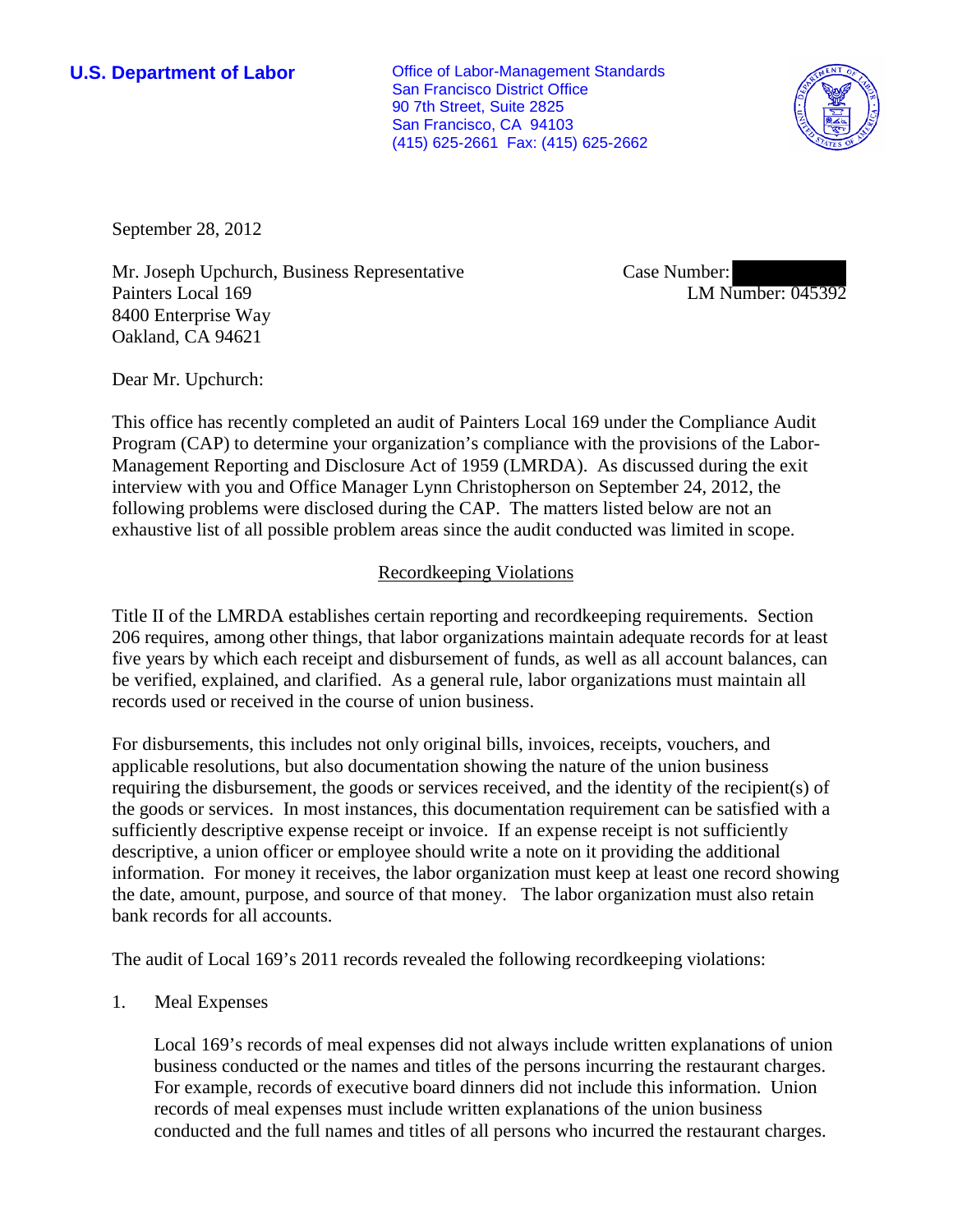**U.S. Department of Labor**

Office of Labor-Management Standards
San Francisco District Office
90 7th Street, Suite 2825
San Francisco, CA 94103
(415) 625-2661 Fax: (415) 625-2662

September 28, 2012

Mr. Joseph Upchurch, Business Representative
Painters Local 169
8400 Enterprise Way
Oakland, CA 94621

Case Number:
LM Number: 045392

Dear Mr. Upchurch:

This office has recently completed an audit of Painters Local 169 under the Compliance Audit Program (CAP) to determine your organization's compliance with the provisions of the Labor-Management Reporting and Disclosure Act of 1959 (LMRDA). As discussed during the exit interview with you and Office Manager Lynn Christopherson on September 24, 2012, the following problems were disclosed during the CAP. The matters listed below are not an exhaustive list of all possible problem areas since the audit conducted was limited in scope.

## Recordkeeping Violations

Title II of the LMRDA establishes certain reporting and recordkeeping requirements. Section 206 requires, among other things, that labor organizations maintain adequate records for at least five years by which each receipt and disbursement of funds, as well as all account balances, can be verified, explained, and clarified. As a general rule, labor organizations must maintain all records used or received in the course of union business.

For disbursements, this includes not only original bills, invoices, receipts, vouchers, and applicable resolutions, but also documentation showing the nature of the union business requiring the disbursement, the goods or services received, and the identity of the recipient(s) of the goods or services. In most instances, this documentation requirement can be satisfied with a sufficiently descriptive expense receipt or invoice. If an expense receipt is not sufficiently descriptive, a union officer or employee should write a note on it providing the additional information. For money it receives, the labor organization must keep at least one record showing the date, amount, purpose, and source of that money. The labor organization must also retain bank records for all accounts.

The audit of Local 169's 2011 records revealed the following recordkeeping violations:

1. Meal Expenses

   Local 169's records of meal expenses did not always include written explanations of union business conducted or the names and titles of the persons incurring the restaurant charges. For example, records of executive board dinners did not include this information. Union records of meal expenses must include written explanations of the union business conducted and the full names and titles of all persons who incurred the restaurant charges.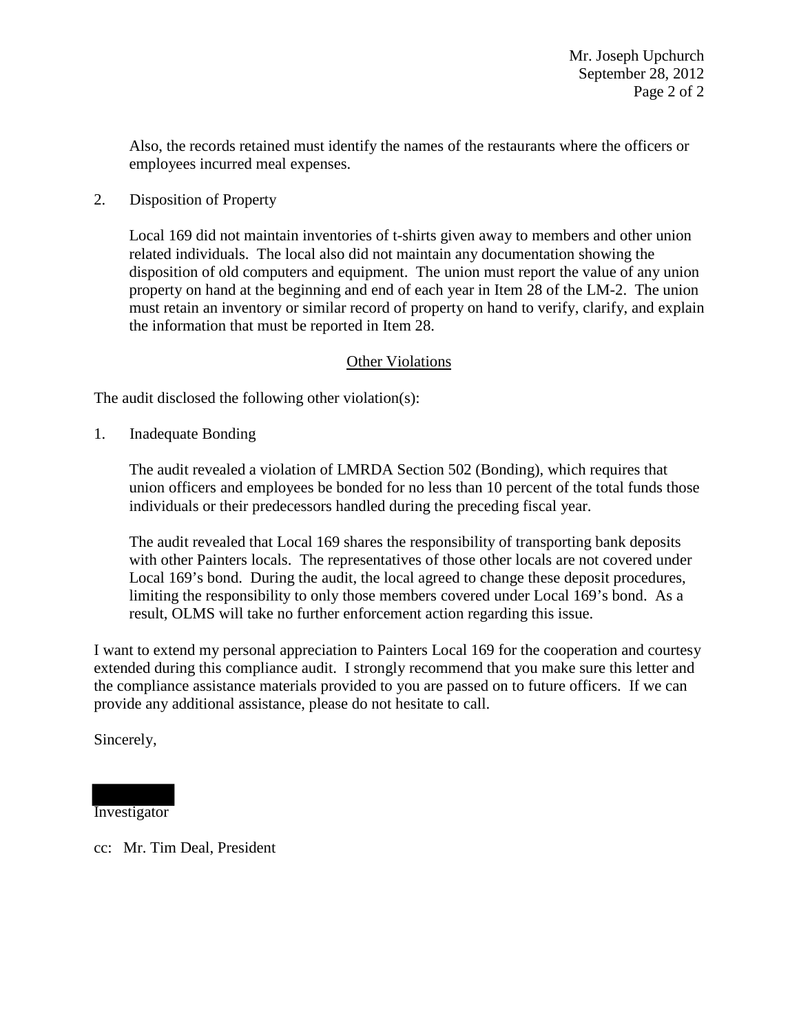Also, the records retained must identify the names of the restaurants where the officers or employees incurred meal expenses.

2. Disposition of Property

   Local 169 did not maintain inventories of t-shirts given away to members and other union related individuals. The local also did not maintain any documentation showing the disposition of old computers and equipment. The union must report the value of any union property on hand at the beginning and end of each year in Item 28 of the LM-2. The union must retain an inventory or similar record of property on hand to verify, clarify, and explain the information that must be reported in Item 28.

## Other Violations

The audit disclosed the following other violation(s):

1. Inadequate Bonding

   The audit revealed a violation of LMRDA Section 502 (Bonding), which requires that union officers and employees be bonded for no less than 10 percent of the total funds those individuals or their predecessors handled during the preceding fiscal year.

   The audit revealed that Local 169 shares the responsibility of transporting bank deposits with other Painters locals. The representatives of those other locals are not covered under Local 169's bond. During the audit, the local agreed to change these deposit procedures, limiting the responsibility to only those members covered under Local 169's bond. As a result, OLMS will take no further enforcement action regarding this issue.

I want to extend my personal appreciation to Painters Local 169 for the cooperation and courtesy extended during this compliance audit. I strongly recommend that you make sure this letter and the compliance assistance materials provided to you are passed on to future officers. If we can provide any additional assistance, please do not hesitate to call.

Sincerely,

Investigator

cc: Mr. Tim Deal, President